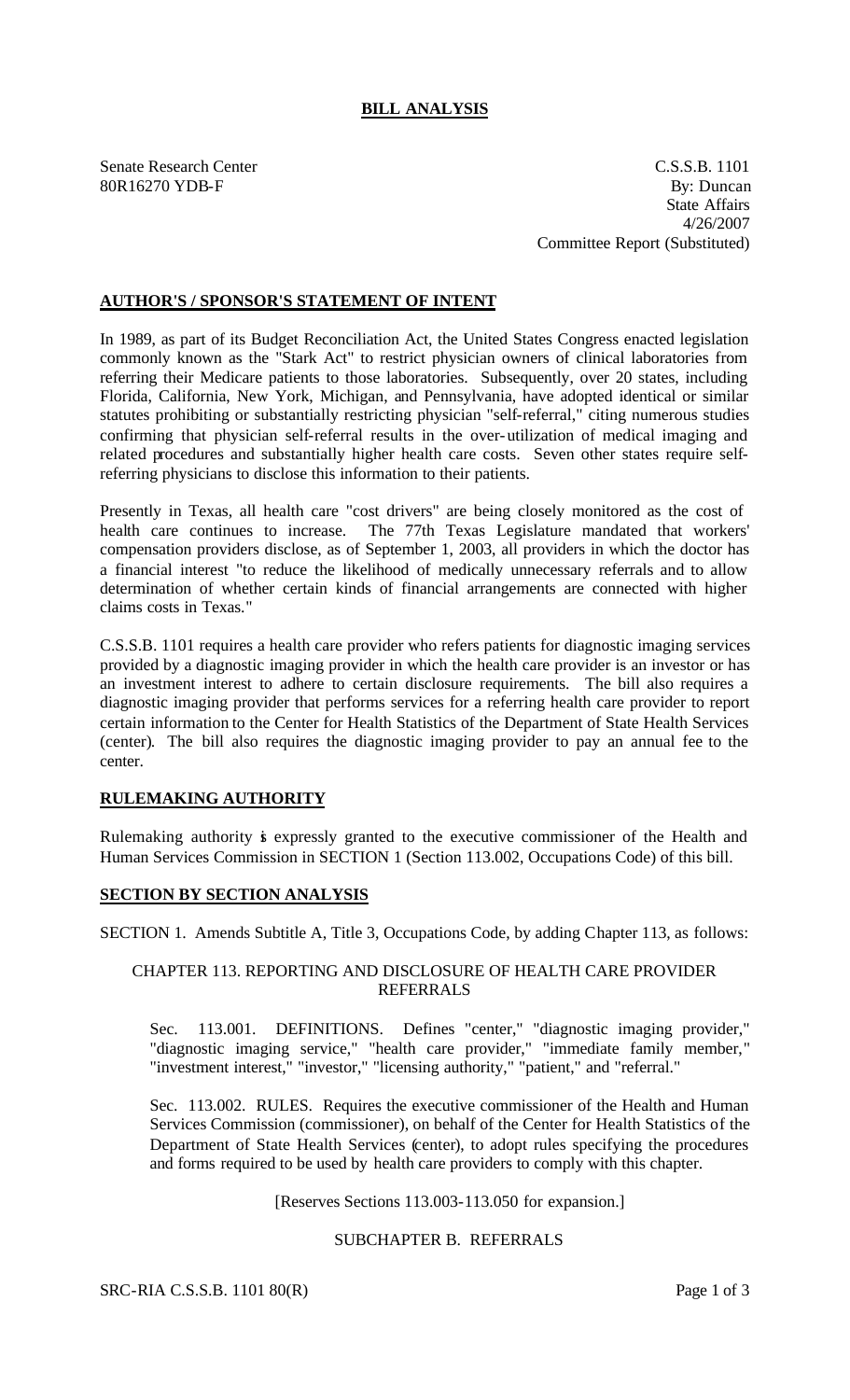# BILL ANALYSIS

Senate Research Center
80R16270 YDB-F

C.S.S.B. 1101
By: Duncan
State Affairs
4/26/2007
Committee Report (Substituted)

## AUTHOR'S / SPONSOR'S STATEMENT OF INTENT

In 1989, as part of its Budget Reconciliation Act, the United States Congress enacted legislation commonly known as the "Stark Act" to restrict physician owners of clinical laboratories from referring their Medicare patients to those laboratories. Subsequently, over 20 states, including Florida, California, New York, Michigan, and Pennsylvania, have adopted identical or similar statutes prohibiting or substantially restricting physician "self-referral," citing numerous studies confirming that physician self-referral results in the over-utilization of medical imaging and related procedures and substantially higher health care costs. Seven other states require self-referring physicians to disclose this information to their patients.

Presently in Texas, all health care "cost drivers" are being closely monitored as the cost of health care continues to increase. The 77th Texas Legislature mandated that workers' compensation providers disclose, as of September 1, 2003, all providers in which the doctor has a financial interest "to reduce the likelihood of medically unnecessary referrals and to allow determination of whether certain kinds of financial arrangements are connected with higher claims costs in Texas."

C.S.S.B. 1101 requires a health care provider who refers patients for diagnostic imaging services provided by a diagnostic imaging provider in which the health care provider is an investor or has an investment interest to adhere to certain disclosure requirements. The bill also requires a diagnostic imaging provider that performs services for a referring health care provider to report certain information to the Center for Health Statistics of the Department of State Health Services (center). The bill also requires the diagnostic imaging provider to pay an annual fee to the center.

## RULEMAKING AUTHORITY

Rulemaking authority is expressly granted to the executive commissioner of the Health and Human Services Commission in SECTION 1 (Section 113.002, Occupations Code) of this bill.

## SECTION BY SECTION ANALYSIS

SECTION 1. Amends Subtitle A, Title 3, Occupations Code, by adding Chapter 113, as follows:

CHAPTER 113. REPORTING AND DISCLOSURE OF HEALTH CARE PROVIDER REFERRALS

Sec. 113.001. DEFINITIONS. Defines "center," "diagnostic imaging provider," "diagnostic imaging service," "health care provider," "immediate family member," "investment interest," "investor," "licensing authority," "patient," and "referral."

Sec. 113.002. RULES. Requires the executive commissioner of the Health and Human Services Commission (commissioner), on behalf of the Center for Health Statistics of the Department of State Health Services (center), to adopt rules specifying the procedures and forms required to be used by health care providers to comply with this chapter.

[Reserves Sections 113.003-113.050 for expansion.]

SUBCHAPTER B. REFERRALS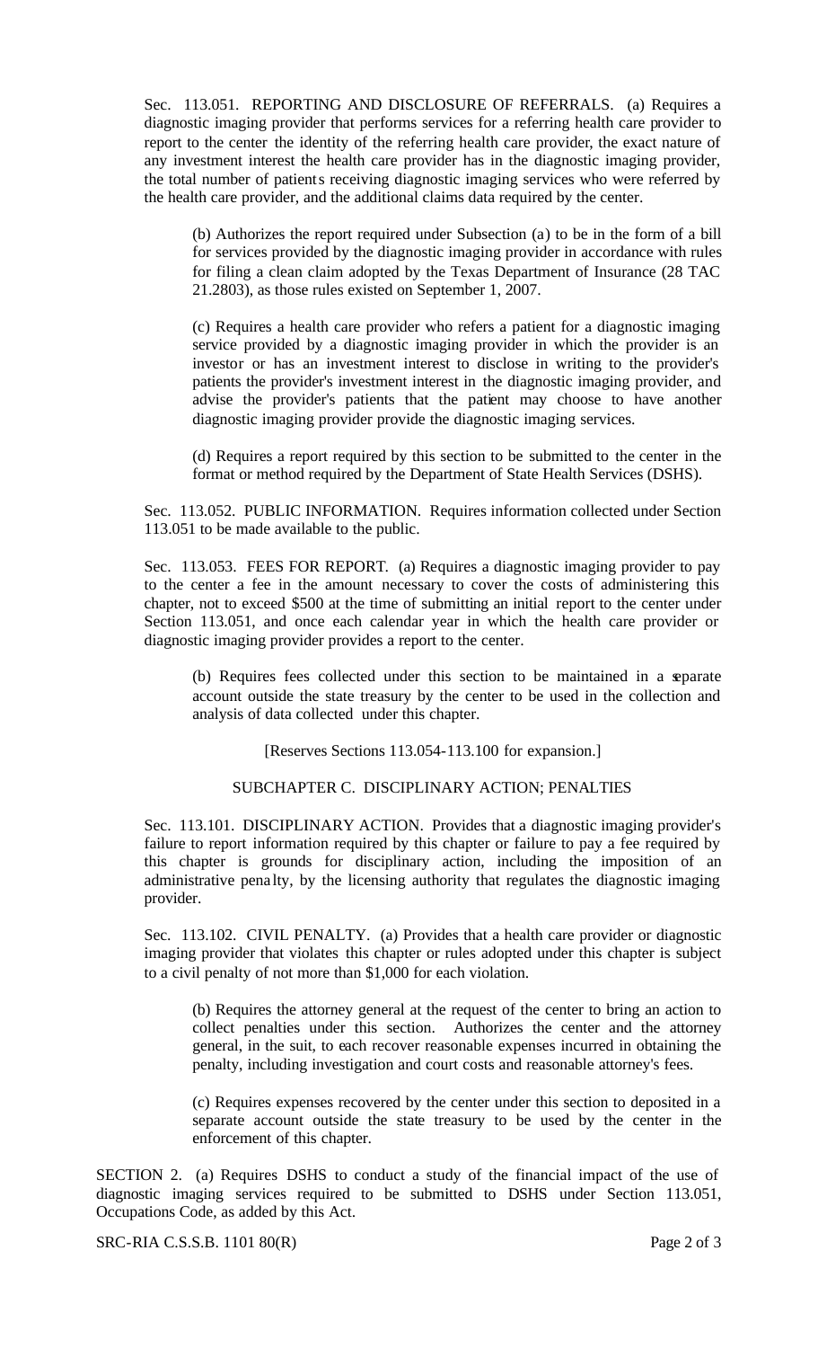Sec. 113.051. REPORTING AND DISCLOSURE OF REFERRALS. (a) Requires a diagnostic imaging provider that performs services for a referring health care provider to report to the center the identity of the referring health care provider, the exact nature of any investment interest the health care provider has in the diagnostic imaging provider, the total number of patients receiving diagnostic imaging services who were referred by the health care provider, and the additional claims data required by the center.

(b) Authorizes the report required under Subsection (a) to be in the form of a bill for services provided by the diagnostic imaging provider in accordance with rules for filing a clean claim adopted by the Texas Department of Insurance (28 TAC 21.2803), as those rules existed on September 1, 2007.

(c) Requires a health care provider who refers a patient for a diagnostic imaging service provided by a diagnostic imaging provider in which the provider is an investor or has an investment interest to disclose in writing to the provider's patients the provider's investment interest in the diagnostic imaging provider, and advise the provider's patients that the patient may choose to have another diagnostic imaging provider provide the diagnostic imaging services.

(d) Requires a report required by this section to be submitted to the center in the format or method required by the Department of State Health Services (DSHS).

Sec. 113.052. PUBLIC INFORMATION. Requires information collected under Section 113.051 to be made available to the public.

Sec. 113.053. FEES FOR REPORT. (a) Requires a diagnostic imaging provider to pay to the center a fee in the amount necessary to cover the costs of administering this chapter, not to exceed $500 at the time of submitting an initial report to the center under Section 113.051, and once each calendar year in which the health care provider or diagnostic imaging provider provides a report to the center.

(b) Requires fees collected under this section to be maintained in a separate account outside the state treasury by the center to be used in the collection and analysis of data collected under this chapter.

[Reserves Sections 113.054-113.100 for expansion.]

SUBCHAPTER C. DISCIPLINARY ACTION; PENALTIES

Sec. 113.101. DISCIPLINARY ACTION. Provides that a diagnostic imaging provider's failure to report information required by this chapter or failure to pay a fee required by this chapter is grounds for disciplinary action, including the imposition of an administrative penalty, by the licensing authority that regulates the diagnostic imaging provider.

Sec. 113.102. CIVIL PENALTY. (a) Provides that a health care provider or diagnostic imaging provider that violates this chapter or rules adopted under this chapter is subject to a civil penalty of not more than $1,000 for each violation.

(b) Requires the attorney general at the request of the center to bring an action to collect penalties under this section. Authorizes the center and the attorney general, in the suit, to each recover reasonable expenses incurred in obtaining the penalty, including investigation and court costs and reasonable attorney's fees.

(c) Requires expenses recovered by the center under this section to deposited in a separate account outside the state treasury to be used by the center in the enforcement of this chapter.

SECTION 2. (a) Requires DSHS to conduct a study of the financial impact of the use of diagnostic imaging services required to be submitted to DSHS under Section 113.051, Occupations Code, as added by this Act.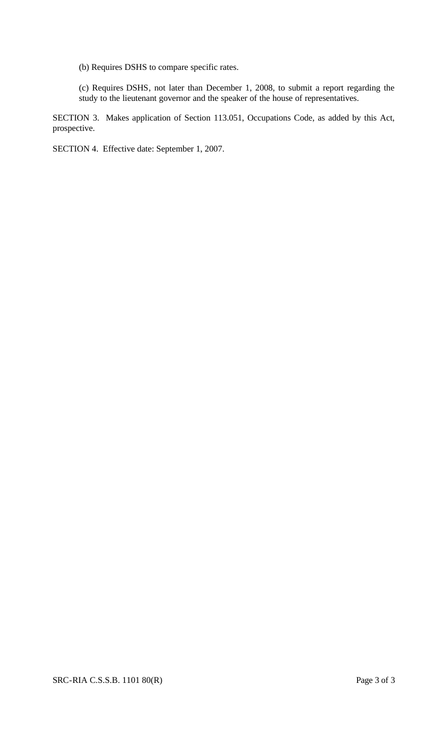(b) Requires DSHS to compare specific rates.

(c) Requires DSHS, not later than December 1, 2008, to submit a report regarding the study to the lieutenant governor and the speaker of the house of representatives.

SECTION 3. Makes application of Section 113.051, Occupations Code, as added by this Act, prospective.

SECTION 4. Effective date: September 1, 2007.